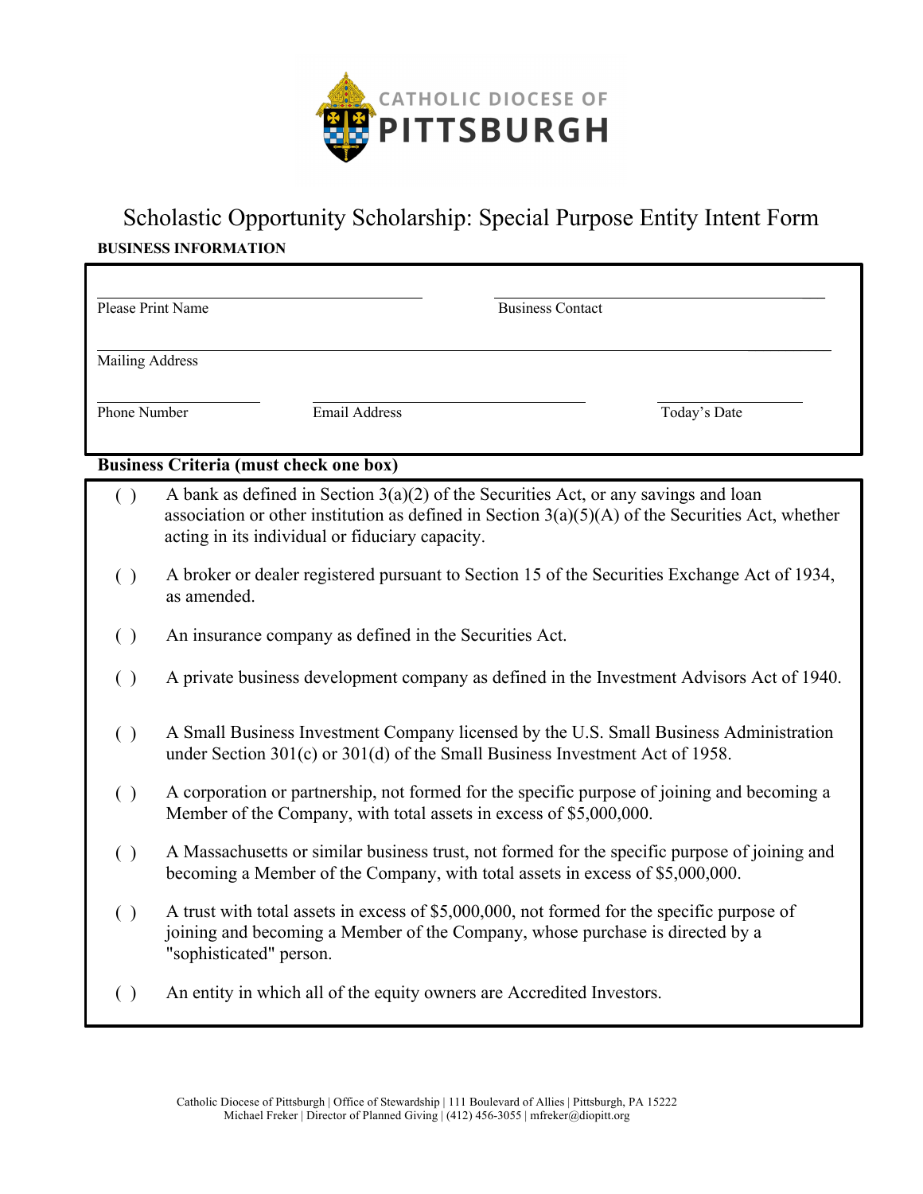CATHOLIC DIOCESE OF PITTSBURGH

# Scholastic Opportunity Scholarship: Special Purpose Entity Intent Form

**BUSINESS INFORMATION**

Please Print Name ______________________ Business Contact ______________________

Mailing Address ______________________________________________

Phone Number ____________ Email Address ______________________ Today's Date ____________

**Business Criteria (must check one box)**

( ) A bank as defined in Section 3(a)(2) of the Securities Act, or any savings and loan association or other institution as defined in Section 3(a)(5)(A) of the Securities Act, whether acting in its individual or fiduciary capacity.

( ) A broker or dealer registered pursuant to Section 15 of the Securities Exchange Act of 1934, as amended.

( ) An insurance company as defined in the Securities Act.

( ) A private business development company as defined in the Investment Advisors Act of 1940.

( ) A Small Business Investment Company licensed by the U.S. Small Business Administration under Section 301(c) or 301(d) of the Small Business Investment Act of 1958.

( ) A corporation or partnership, not formed for the specific purpose of joining and becoming a Member of the Company, with total assets in excess of $5,000,000.

( ) A Massachusetts or similar business trust, not formed for the specific purpose of joining and becoming a Member of the Company, with total assets in excess of $5,000,000.

( ) A trust with total assets in excess of $5,000,000, not formed for the specific purpose of joining and becoming a Member of the Company, whose purchase is directed by a "sophisticated" person.

( ) An entity in which all of the equity owners are Accredited Investors.

Catholic Diocese of Pittsburgh | Office of Stewardship | 111 Boulevard of Allies | Pittsburgh, PA 15222
Michael Freker | Director of Planned Giving | (412) 456-3055 | mfreker@diopitt.org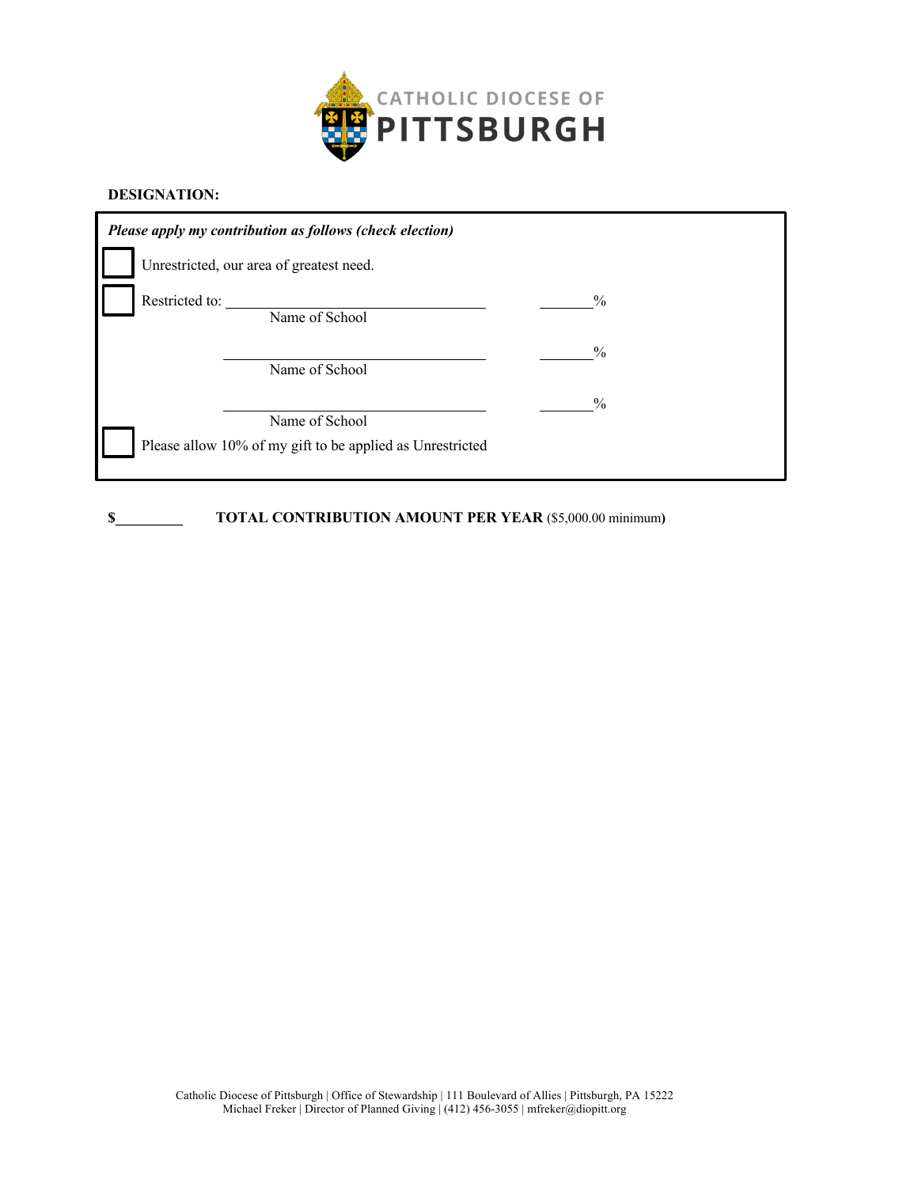CATHOLIC DIOCESE OF
PITTSBURGH

**DESIGNATION:**

***Please apply my contribution as follows (check election)***

☐ Unrestricted, our area of greatest need.

☐ Restricted to: ______________________________ ______%
Name of School

______________________________ ______%
Name of School

______________________________ ______%
Name of School

☐ Please allow 10% of my gift to be applied as Unrestricted

**$_________** **TOTAL CONTRIBUTION AMOUNT PER YEAR** ($5,000.00 minimum**)**

Catholic Diocese of Pittsburgh | Office of Stewardship | 111 Boulevard of Allies | Pittsburgh, PA 15222
Michael Freker | Director of Planned Giving | (412) 456-3055 | mfreker@diopitt.org